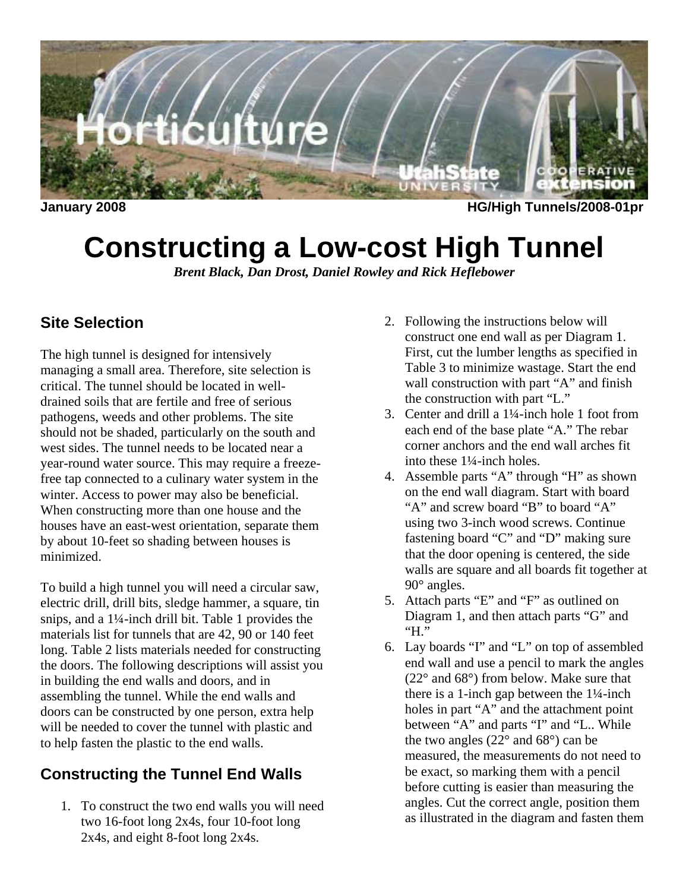January 2008 HG/High Tunnels/2008-01pr

# Constructing a Low-cost High Tunnel

*Brent Black, Dan Drost, Daniel Rowley and Rick Heflebower*

## Site Selection

The high tunnel is designed for intensively managing a small area. Therefore, site selection is critical. The tunnel should be located in well-drained soils that are fertile and free of serious pathogens, weeds and other problems. The site should not be shaded, particularly on the south and west sides. The tunnel needs to be located near a year-round water source. This may require a freeze-free tap connected to a culinary water system in the winter. Access to power may also be beneficial. When constructing more than one house and the houses have an east-west orientation, separate them by about 10-feet so shading between houses is minimized.

To build a high tunnel you will need a circular saw, electric drill, drill bits, sledge hammer, a square, tin snips, and a 1¼-inch drill bit. Table 1 provides the materials list for tunnels that are 42, 90 or 140 feet long. Table 2 lists materials needed for constructing the doors. The following descriptions will assist you in building the end walls and doors, and in assembling the tunnel. While the end walls and doors can be constructed by one person, extra help will be needed to cover the tunnel with plastic and to help fasten the plastic to the end walls.

## Constructing the Tunnel End Walls

1. To construct the two end walls you will need two 16-foot long 2x4s, four 10-foot long 2x4s, and eight 8-foot long 2x4s.
2. Following the instructions below will construct one end wall as per Diagram 1. First, cut the lumber lengths as specified in Table 3 to minimize wastage. Start the end wall construction with part "A" and finish the construction with part "L."
3. Center and drill a 1¼-inch hole 1 foot from each end of the base plate "A." The rebar corner anchors and the end wall arches fit into these 1¼-inch holes.
4. Assemble parts "A" through "H" as shown on the end wall diagram. Start with board "A" and screw board "B" to board "A" using two 3-inch wood screws. Continue fastening board "C" and "D" making sure that the door opening is centered, the side walls are square and all boards fit together at 90° angles.
5. Attach parts "E" and "F" as outlined on Diagram 1, and then attach parts "G" and "H."
6. Lay boards "I" and "L" on top of assembled end wall and use a pencil to mark the angles (22° and 68°) from below. Make sure that there is a 1-inch gap between the 1¼-inch holes in part "A" and the attachment point between "A" and parts "I" and "L.. While the two angles (22° and 68°) can be measured, the measurements do not need to be exact, so marking them with a pencil before cutting is easier than measuring the angles. Cut the correct angle, position them as illustrated in the diagram and fasten them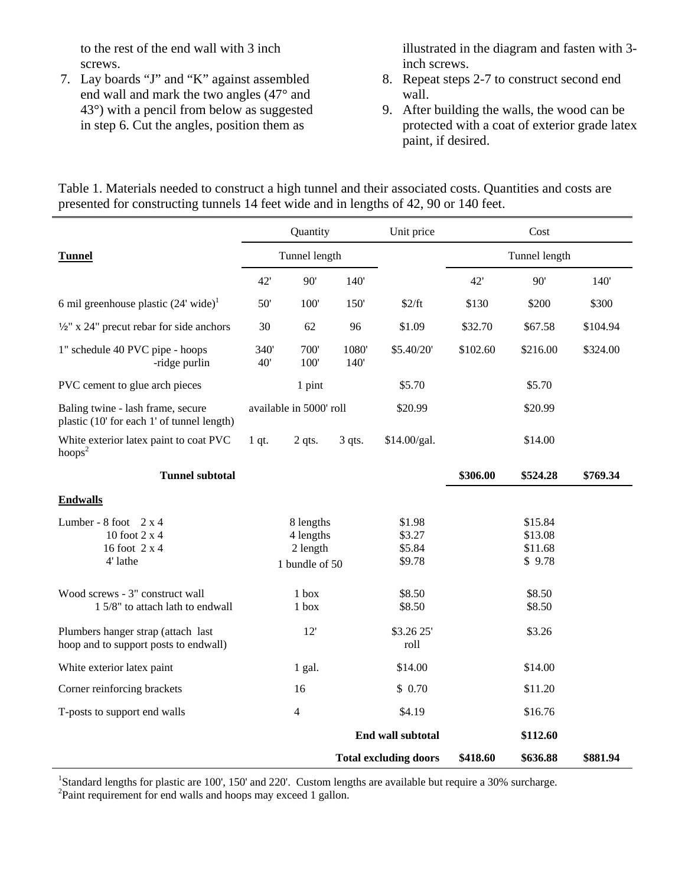to the rest of the end wall with 3 inch screws.

7. Lay boards "J" and "K" against assembled end wall and mark the two angles (47° and 43°) with a pencil from below as suggested in step 6. Cut the angles, position them as illustrated in the diagram and fasten with 3-inch screws.
8. Repeat steps 2-7 to construct second end wall.
9. After building the walls, the wood can be protected with a coat of exterior grade latex paint, if desired.

Table 1. Materials needed to construct a high tunnel and their associated costs. Quantities and costs are presented for constructing tunnels 14 feet wide and in lengths of 42, 90 or 140 feet.

| | Quantity | | | Unit price | Cost | | |
|---|---|---|---|---|---|---|---|
| **Tunnel** | Tunnel length | | | | Tunnel length | | |
| | 42' | 90' | 140' | | 42' | 90' | 140' |
| 6 mil greenhouse plastic (24' wide)[1] | 50' | 100' | 150' | $2/ft | $130 | $200 | $300 |
| ½" x 24" precut rebar for side anchors | 30 | 62 | 96 | $1.09 | $32.70 | $67.58 | $104.94 |
| 1" schedule 40 PVC pipe - hoops<br>-ridge purlin | 340'<br>40' | 700'<br>100' | 1080'<br>140' | $5.40/20' | $102.60 | $216.00 | $324.00 |
| PVC cement to glue arch pieces | 1 pint | | | $5.70 | $5.70 | | |
| Baling twine - lash frame, secure plastic (10' for each 1' of tunnel length) | available in 5000' roll | | | $20.99 | $20.99 | | |
| White exterior latex paint to coat PVC hoops[2] | 1 qt. | 2 qts. | 3 qts. | $14.00/gal. | $14.00 | | |
| **Tunnel subtotal** | | | | | **$306.00** | **$524.28** | **$769.34** |
| **Endwalls** | | | | | | | |
| Lumber - 8 foot 2 x 4<br>10 foot 2 x 4<br>16 foot 2 x 4<br>4' lathe | 8 lengths<br>4 lengths<br>2 length<br>1 bundle of 50 | | | $1.98<br>$3.27<br>$5.84<br>$9.78 | $15.84<br>$13.08<br>$11.68<br>$ 9.78 | | |
| Wood screws - 3" construct wall<br>1 5/8" to attach lath to endwall | 1 box<br>1 box | | | $8.50<br>$8.50 | $8.50<br>$8.50 | | |
| Plumbers hanger strap (attach last hoop and to support posts to endwall) | 12' | | | $3.26 25' roll | $3.26 | | |
| White exterior latex paint | 1 gal. | | | $14.00 | $14.00 | | |
| Corner reinforcing brackets | 16 | | | $ 0.70 | $11.20 | | |
| T-posts to support end walls | 4 | | | $4.19 | $16.76 | | |
| | | | | **End wall subtotal** | **$112.60** | | |
| | | | | **Total excluding doors** | **$418.60** | **$636.88** | **$881.94** |

[1]Standard lengths for plastic are 100', 150' and 220'. Custom lengths are available but require a 30% surcharge.
[2]Paint requirement for end walls and hoops may exceed 1 gallon.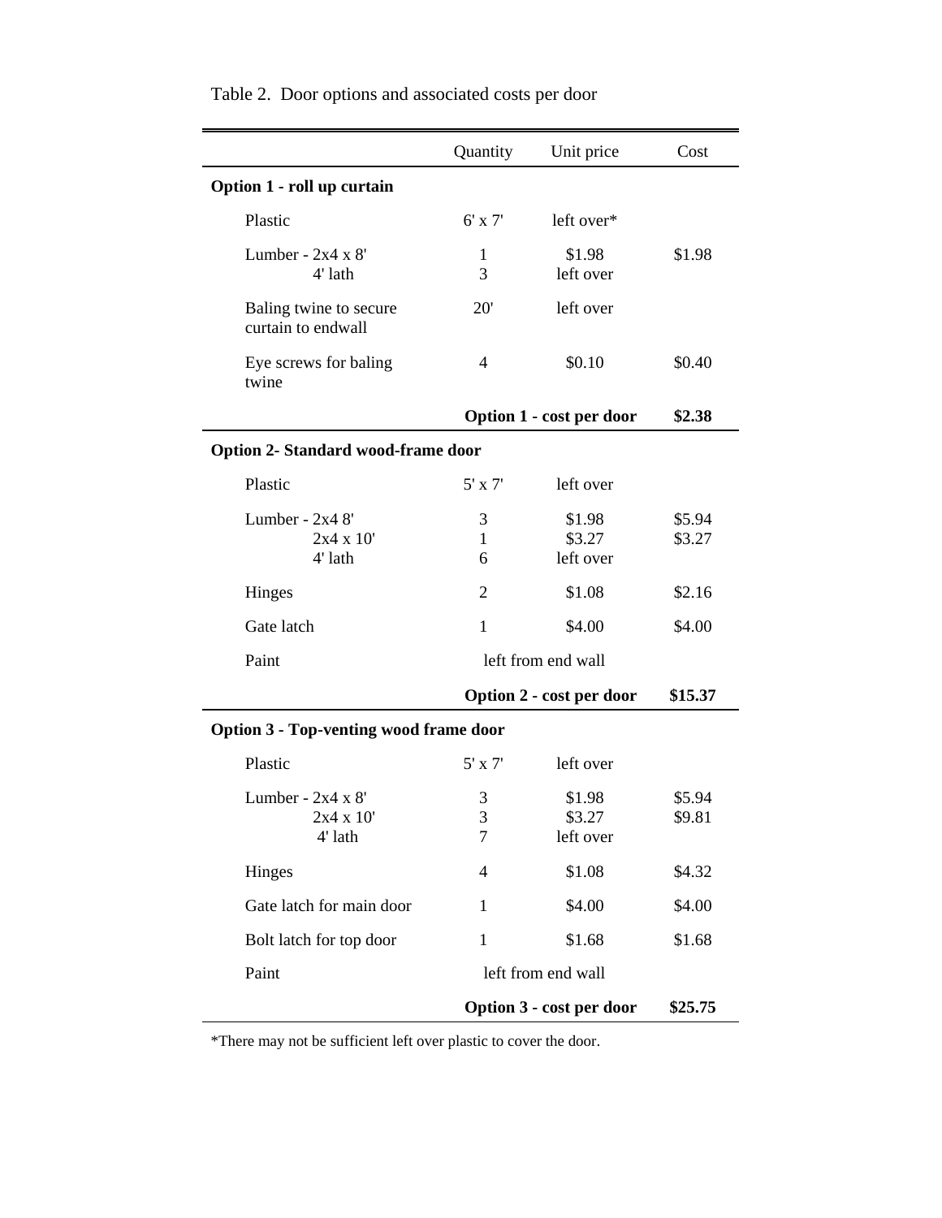Table 2. Door options and associated costs per door

| | Quantity | Unit price | Cost |
|---|---|---|---|
| **Option 1 - roll up curtain** | | | |
| Plastic | 6' x 7' | left over* | |
| Lumber - 2x4 x 8' | 1 | $1.98 | $1.98 |
| 4' lath | 3 | left over | |
| Baling twine to secure curtain to endwall | 20' | left over | |
| Eye screws for baling twine | 4 | $0.10 | $0.40 |
| | | **Option 1 - cost per door** | **$2.38** |
| **Option 2- Standard wood-frame door** | | | |
| Plastic | 5' x 7' | left over | |
| Lumber - 2x4 8' | 3 | $1.98 | $5.94 |
| 2x4 x 10' | 1 | $3.27 | $3.27 |
| 4' lath | 6 | left over | |
| Hinges | 2 | $1.08 | $2.16 |
| Gate latch | 1 | $4.00 | $4.00 |
| Paint | left from end wall | | |
| | | **Option 2 - cost per door** | **$15.37** |
| **Option 3 - Top-venting wood frame door** | | | |
| Plastic | 5' x 7' | left over | |
| Lumber - 2x4 x 8' | 3 | $1.98 | $5.94 |
| 2x4 x 10' | 3 | $3.27 | $9.81 |
| 4' lath | 7 | left over | |
| Hinges | 4 | $1.08 | $4.32 |
| Gate latch for main door | 1 | $4.00 | $4.00 |
| Bolt latch for top door | 1 | $1.68 | $1.68 |
| Paint | left from end wall | | |
| | | **Option 3 - cost per door** | **$25.75** |

*There may not be sufficient left over plastic to cover the door.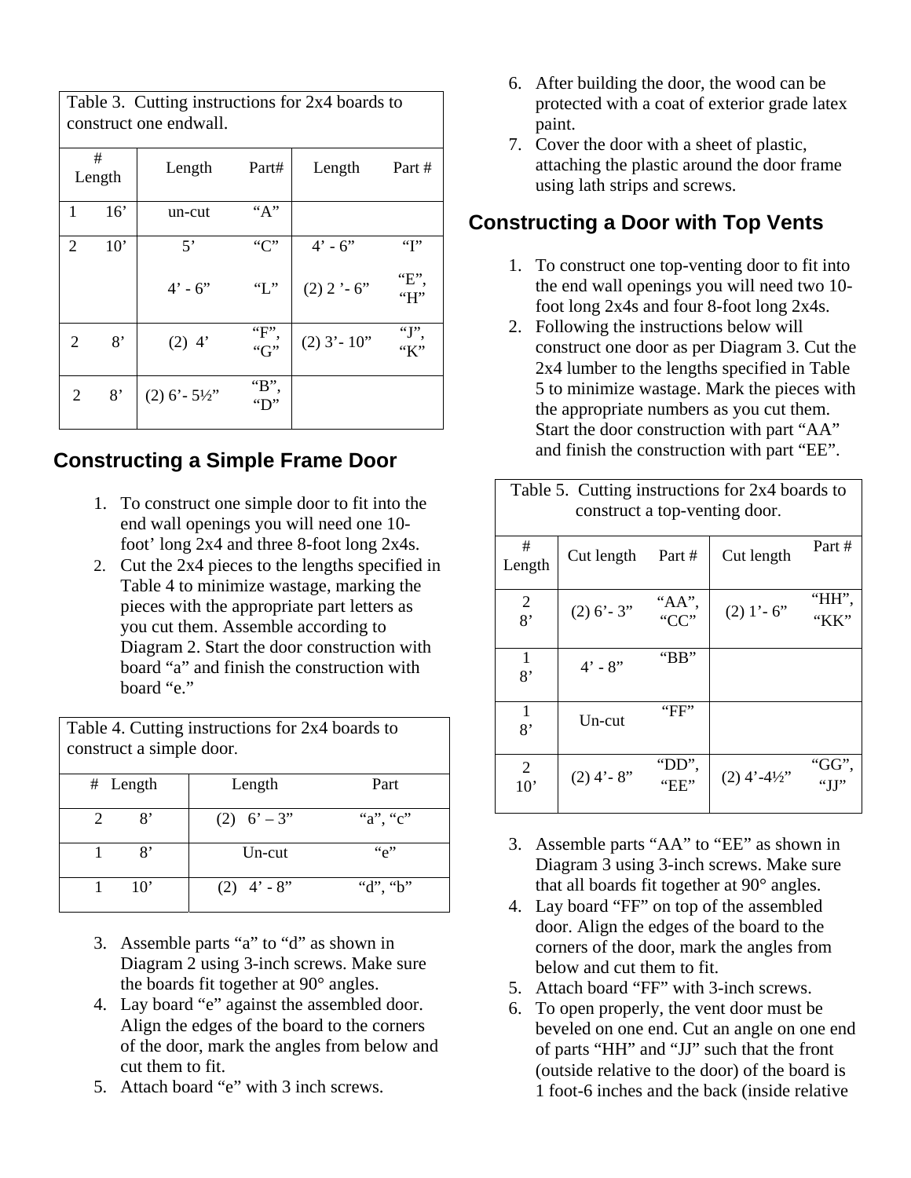| Table 3. Cutting instructions for 2x4 boards to construct one endwall. | | | | |
|---|---|---|---|---|
| # Length | Length | Part# | Length | Part # |
| 1 16' | un-cut | "A" | | |
| 2 10' | 5' | "C" | 4' - 6" | "I" |
| | 4' - 6" | "L" | (2) 2 '- 6" | "E", "H" |
| 2 8' | (2) 4' | "F", "G" | (2) 3'- 10" | "J", "K" |
| 2 8' | (2) 6'- 5½" | "B", "D" | | |

## Constructing a Simple Frame Door

1. To construct one simple door to fit into the end wall openings you will need one 10-foot' long 2x4 and three 8-foot long 2x4s.
2. Cut the 2x4 pieces to the lengths specified in Table 4 to minimize wastage, marking the pieces with the appropriate part letters as you cut them. Assemble according to Diagram 2. Start the door construction with board "a" and finish the construction with board "e."

| Table 4. Cutting instructions for 2x4 boards to construct a simple door. | | |
|---|---|---|
| # Length | Length | Part |
| 2 8' | (2) 6' – 3" | "a", "c" |
| 1 8' | Un-cut | "e" |
| 1 10' | (2) 4' - 8" | "d", "b" |

3. Assemble parts "a" to "d" as shown in Diagram 2 using 3-inch screws. Make sure the boards fit together at 90° angles.
4. Lay board "e" against the assembled door. Align the edges of the board to the corners of the door, mark the angles from below and cut them to fit.
5. Attach board "e" with 3 inch screws.
6. After building the door, the wood can be protected with a coat of exterior grade latex paint.
7. Cover the door with a sheet of plastic, attaching the plastic around the door frame using lath strips and screws.

## Constructing a Door with Top Vents

1. To construct one top-venting door to fit into the end wall openings you will need two 10-foot long 2x4s and four 8-foot long 2x4s.
2. Following the instructions below will construct one door as per Diagram 3. Cut the 2x4 lumber to the lengths specified in Table 5 to minimize wastage. Mark the pieces with the appropriate numbers as you cut them. Start the door construction with part "AA" and finish the construction with part "EE".

| Table 5. Cutting instructions for 2x4 boards to construct a top-venting door. | | | | |
|---|---|---|---|---|
| # Length | Cut length | Part # | Cut length | Part # |
| 2 8' | (2) 6'- 3" | "AA", "CC" | (2) 1'- 6" | "HH", "KK" |
| 1 8' | 4' - 8" | "BB" | | |
| 1 8' | Un-cut | "FF" | | |
| 2 10' | (2) 4'- 8" | "DD", "EE" | (2) 4'-4½" | "GG", "JJ" |

3. Assemble parts "AA" to "EE" as shown in Diagram 3 using 3-inch screws. Make sure that all boards fit together at 90° angles.
4. Lay board "FF" on top of the assembled door. Align the edges of the board to the corners of the door, mark the angles from below and cut them to fit.
5. Attach board "FF" with 3-inch screws.
6. To open properly, the vent door must be beveled on one end. Cut an angle on one end of parts "HH" and "JJ" such that the front (outside relative to the door) of the board is 1 foot-6 inches and the back (inside relative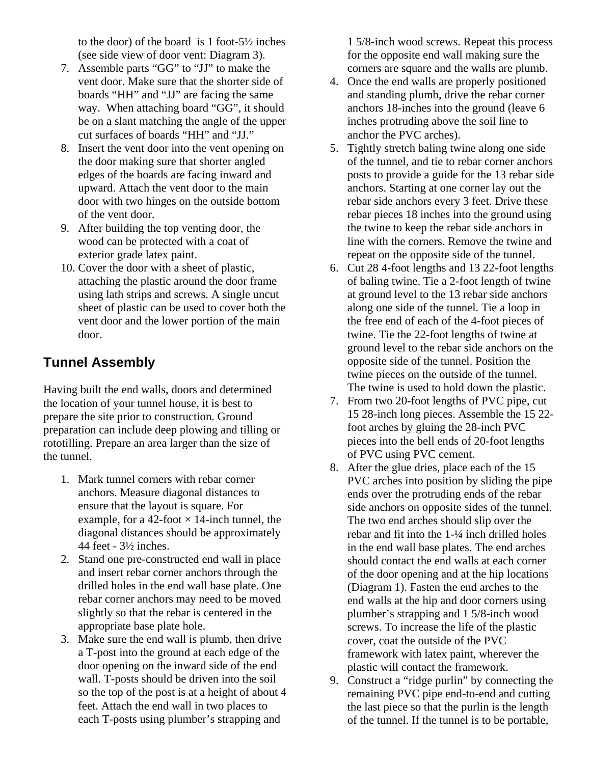to the door) of the board is 1 foot-5½ inches (see side view of door vent: Diagram 3).

7. Assemble parts "GG" to "JJ" to make the vent door. Make sure that the shorter side of boards "HH" and "JJ" are facing the same way. When attaching board "GG", it should be on a slant matching the angle of the upper cut surfaces of boards "HH" and "JJ."
8. Insert the vent door into the vent opening on the door making sure that shorter angled edges of the boards are facing inward and upward. Attach the vent door to the main door with two hinges on the outside bottom of the vent door.
9. After building the top venting door, the wood can be protected with a coat of exterior grade latex paint.
10. Cover the door with a sheet of plastic, attaching the plastic around the door frame using lath strips and screws. A single uncut sheet of plastic can be used to cover both the vent door and the lower portion of the main door.

## Tunnel Assembly

Having built the end walls, doors and determined the location of your tunnel house, it is best to prepare the site prior to construction. Ground preparation can include deep plowing and tilling or rototilling. Prepare an area larger than the size of the tunnel.

1. Mark tunnel corners with rebar corner anchors. Measure diagonal distances to ensure that the layout is square. For example, for a 42-foot × 14-inch tunnel, the diagonal distances should be approximately 44 feet - 3½ inches.
2. Stand one pre-constructed end wall in place and insert rebar corner anchors through the drilled holes in the end wall base plate. One rebar corner anchors may need to be moved slightly so that the rebar is centered in the appropriate base plate hole.
3. Make sure the end wall is plumb, then drive a T-post into the ground at each edge of the door opening on the inward side of the end wall. T-posts should be driven into the soil so the top of the post is at a height of about 4 feet. Attach the end wall in two places to each T-posts using plumber's strapping and 1 5/8-inch wood screws. Repeat this process for the opposite end wall making sure the corners are square and the walls are plumb.
4. Once the end walls are properly positioned and standing plumb, drive the rebar corner anchors 18-inches into the ground (leave 6 inches protruding above the soil line to anchor the PVC arches).
5. Tightly stretch baling twine along one side of the tunnel, and tie to rebar corner anchors posts to provide a guide for the 13 rebar side anchors. Starting at one corner lay out the rebar side anchors every 3 feet. Drive these rebar pieces 18 inches into the ground using the twine to keep the rebar side anchors in line with the corners. Remove the twine and repeat on the opposite side of the tunnel.
6. Cut 28 4-foot lengths and 13 22-foot lengths of baling twine. Tie a 2-foot length of twine at ground level to the 13 rebar side anchors along one side of the tunnel. Tie a loop in the free end of each of the 4-foot pieces of twine. Tie the 22-foot lengths of twine at ground level to the rebar side anchors on the opposite side of the tunnel. Position the twine pieces on the outside of the tunnel. The twine is used to hold down the plastic.
7. From two 20-foot lengths of PVC pipe, cut 15 28-inch long pieces. Assemble the 15 22-foot arches by gluing the 28-inch PVC pieces into the bell ends of 20-foot lengths of PVC using PVC cement.
8. After the glue dries, place each of the 15 PVC arches into position by sliding the pipe ends over the protruding ends of the rebar side anchors on opposite sides of the tunnel. The two end arches should slip over the rebar and fit into the 1-¼ inch drilled holes in the end wall base plates. The end arches should contact the end walls at each corner of the door opening and at the hip locations (Diagram 1). Fasten the end arches to the end walls at the hip and door corners using plumber's strapping and 1 5/8-inch wood screws. To increase the life of the plastic cover, coat the outside of the PVC framework with latex paint, wherever the plastic will contact the framework.
9. Construct a "ridge purlin" by connecting the remaining PVC pipe end-to-end and cutting the last piece so that the purlin is the length of the tunnel. If the tunnel is to be portable,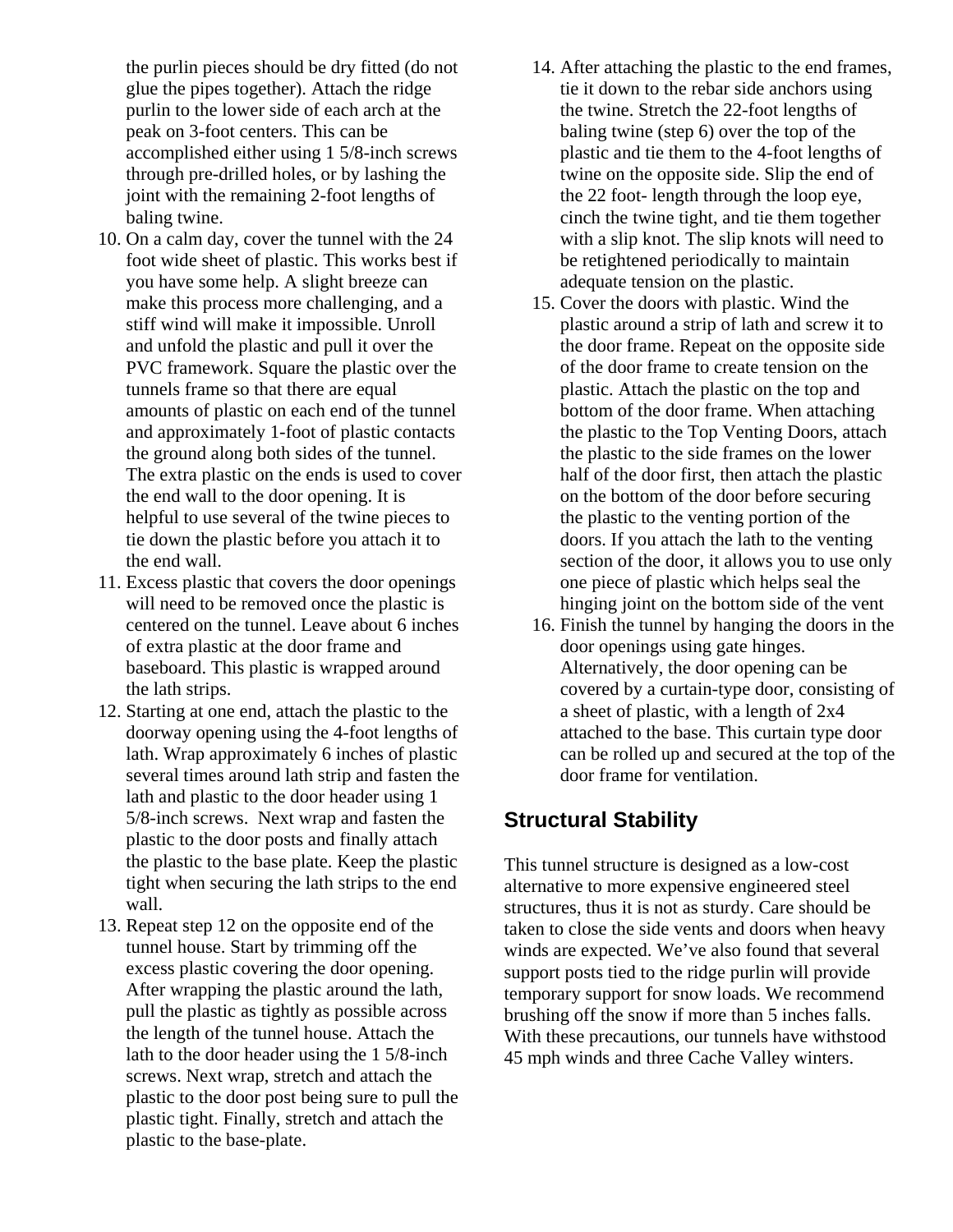the purlin pieces should be dry fitted (do not glue the pipes together). Attach the ridge purlin to the lower side of each arch at the peak on 3-foot centers. This can be accomplished either using 1 5/8-inch screws through pre-drilled holes, or by lashing the joint with the remaining 2-foot lengths of baling twine.

10. On a calm day, cover the tunnel with the 24 foot wide sheet of plastic. This works best if you have some help. A slight breeze can make this process more challenging, and a stiff wind will make it impossible. Unroll and unfold the plastic and pull it over the PVC framework. Square the plastic over the tunnels frame so that there are equal amounts of plastic on each end of the tunnel and approximately 1-foot of plastic contacts the ground along both sides of the tunnel. The extra plastic on the ends is used to cover the end wall to the door opening. It is helpful to use several of the twine pieces to tie down the plastic before you attach it to the end wall.
11. Excess plastic that covers the door openings will need to be removed once the plastic is centered on the tunnel. Leave about 6 inches of extra plastic at the door frame and baseboard. This plastic is wrapped around the lath strips.
12. Starting at one end, attach the plastic to the doorway opening using the 4-foot lengths of lath. Wrap approximately 6 inches of plastic several times around lath strip and fasten the lath and plastic to the door header using 1 5/8-inch screws. Next wrap and fasten the plastic to the door posts and finally attach the plastic to the base plate. Keep the plastic tight when securing the lath strips to the end wall.
13. Repeat step 12 on the opposite end of the tunnel house. Start by trimming off the excess plastic covering the door opening. After wrapping the plastic around the lath, pull the plastic as tightly as possible across the length of the tunnel house. Attach the lath to the door header using the 1 5/8-inch screws. Next wrap, stretch and attach the plastic to the door post being sure to pull the plastic tight. Finally, stretch and attach the plastic to the base-plate.
14. After attaching the plastic to the end frames, tie it down to the rebar side anchors using the twine. Stretch the 22-foot lengths of baling twine (step 6) over the top of the plastic and tie them to the 4-foot lengths of twine on the opposite side. Slip the end of the 22 foot- length through the loop eye, cinch the twine tight, and tie them together with a slip knot. The slip knots will need to be retightened periodically to maintain adequate tension on the plastic.
15. Cover the doors with plastic. Wind the plastic around a strip of lath and screw it to the door frame. Repeat on the opposite side of the door frame to create tension on the plastic. Attach the plastic on the top and bottom of the door frame. When attaching the plastic to the Top Venting Doors, attach the plastic to the side frames on the lower half of the door first, then attach the plastic on the bottom of the door before securing the plastic to the venting portion of the doors. If you attach the lath to the venting section of the door, it allows you to use only one piece of plastic which helps seal the hinging joint on the bottom side of the vent
16. Finish the tunnel by hanging the doors in the door openings using gate hinges. Alternatively, the door opening can be covered by a curtain-type door, consisting of a sheet of plastic, with a length of 2x4 attached to the base. This curtain type door can be rolled up and secured at the top of the door frame for ventilation.

## Structural Stability

This tunnel structure is designed as a low-cost alternative to more expensive engineered steel structures, thus it is not as sturdy. Care should be taken to close the side vents and doors when heavy winds are expected. We've also found that several support posts tied to the ridge purlin will provide temporary support for snow loads. We recommend brushing off the snow if more than 5 inches falls. With these precautions, our tunnels have withstood 45 mph winds and three Cache Valley winters.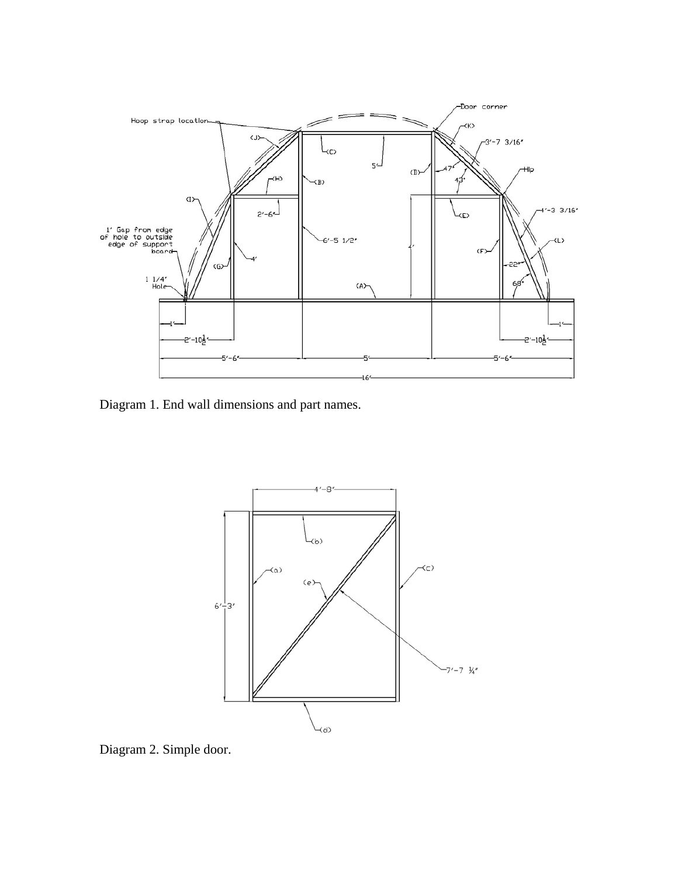Diagram 1. End wall dimensions and part names.

Diagram 2. Simple door.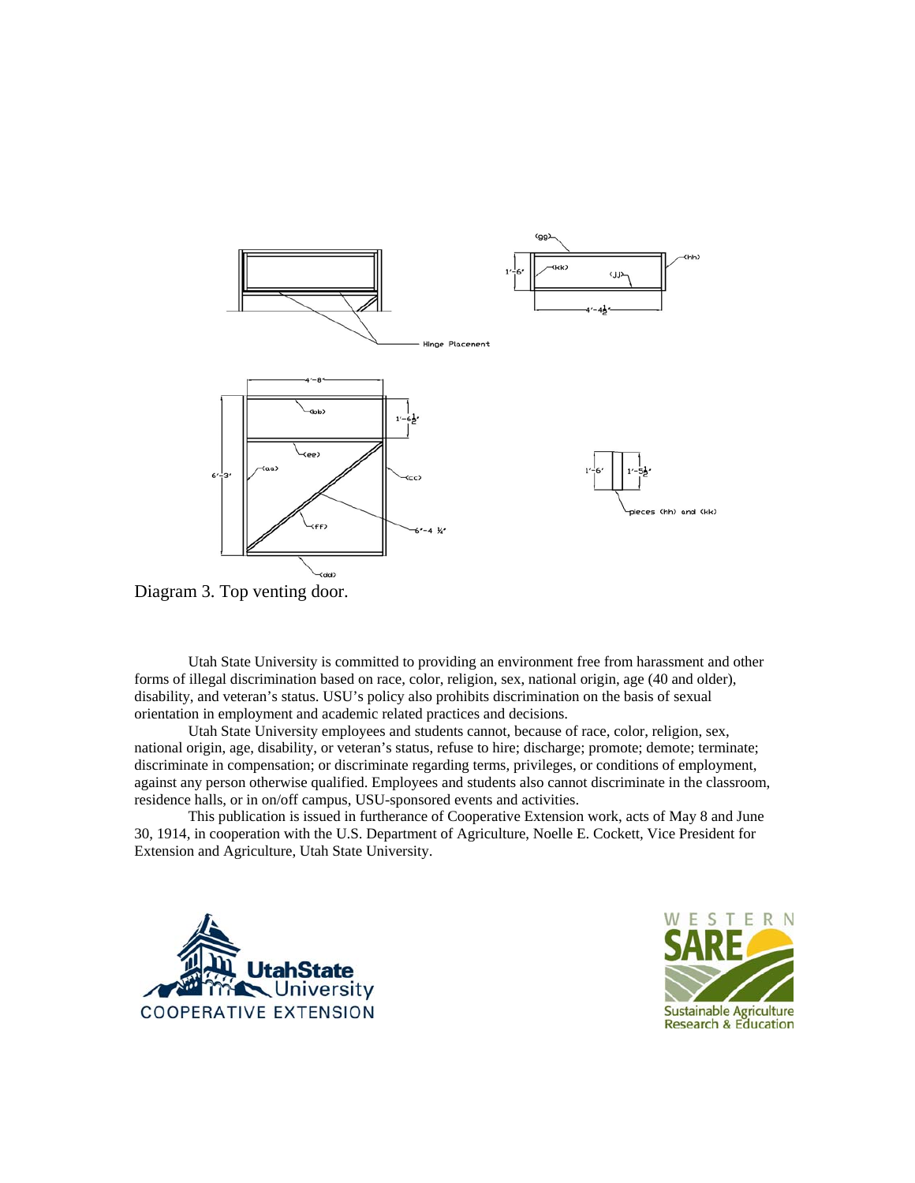(gg)

(hh)

1'-6"

(kk)

(jj)

4'-4½"

Hinge Placement

4'-8"

(bb)

1'-6½"

(ee)

6'-3"

(aa)

(cc)

(ff)

6'-4 ¾"

(dd)

1'-6"

1'-5½"

pieces (hh) and (kk)

Diagram 3. Top venting door.

Utah State University is committed to providing an environment free from harassment and other forms of illegal discrimination based on race, color, religion, sex, national origin, age (40 and older), disability, and veteran's status. USU's policy also prohibits discrimination on the basis of sexual orientation in employment and academic related practices and decisions.

Utah State University employees and students cannot, because of race, color, religion, sex, national origin, age, disability, or veteran's status, refuse to hire; discharge; promote; demote; terminate; discriminate in compensation; or discriminate regarding terms, privileges, or conditions of employment, against any person otherwise qualified. Employees and students also cannot discriminate in the classroom, residence halls, or in on/off campus, USU-sponsored events and activities.

This publication is issued in furtherance of Cooperative Extension work, acts of May 8 and June 30, 1914, in cooperation with the U.S. Department of Agriculture, Noelle E. Cockett, Vice President for Extension and Agriculture, Utah State University.

UtahState University COOPERATIVE EXTENSION

WESTERN SARE Sustainable Agriculture Research & Education